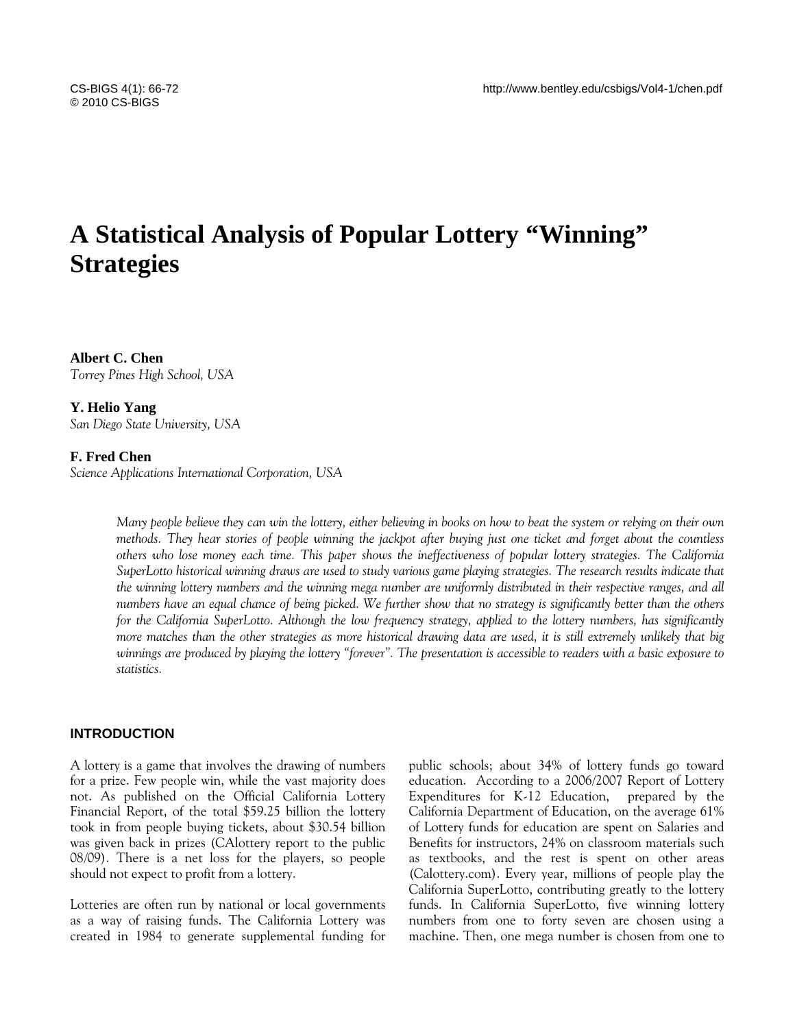# A Statistical Analysis of Popular Lottery "Winning" Strategies

**Albert C. Chen**
*Torrey Pines High School, USA*

**Y. Helio Yang**
*San Diego State University, USA*

**F. Fred Chen**
*Science Applications International Corporation, USA*

*Many people believe they can win the lottery, either believing in books on how to beat the system or relying on their own methods. They hear stories of people winning the jackpot after buying just one ticket and forget about the countless others who lose money each time. This paper shows the ineffectiveness of popular lottery strategies. The California SuperLotto historical winning draws are used to study various game playing strategies. The research results indicate that the winning lottery numbers and the winning mega number are uniformly distributed in their respective ranges, and all numbers have an equal chance of being picked. We further show that no strategy is significantly better than the others for the California SuperLotto. Although the low frequency strategy, applied to the lottery numbers, has significantly more matches than the other strategies as more historical drawing data are used, it is still extremely unlikely that big winnings are produced by playing the lottery "forever". The presentation is accessible to readers with a basic exposure to statistics.*

## INTRODUCTION

A lottery is a game that involves the drawing of numbers for a prize. Few people win, while the vast majority does not. As published on the Official California Lottery Financial Report, of the total $59.25 billion the lottery took in from people buying tickets, about $30.54 billion was given back in prizes (CAlottery report to the public 08/09). There is a net loss for the players, so people should not expect to profit from a lottery.

Lotteries are often run by national or local governments as a way of raising funds. The California Lottery was created in 1984 to generate supplemental funding for public schools; about 34% of lottery funds go toward education. According to a 2006/2007 Report of Lottery Expenditures for K-12 Education, prepared by the California Department of Education, on the average 61% of Lottery funds for education are spent on Salaries and Benefits for instructors, 24% on classroom materials such as textbooks, and the rest is spent on other areas (Calottery.com). Every year, millions of people play the California SuperLotto, contributing greatly to the lottery funds. In California SuperLotto, five winning lottery numbers from one to forty seven are chosen using a machine. Then, one mega number is chosen from one to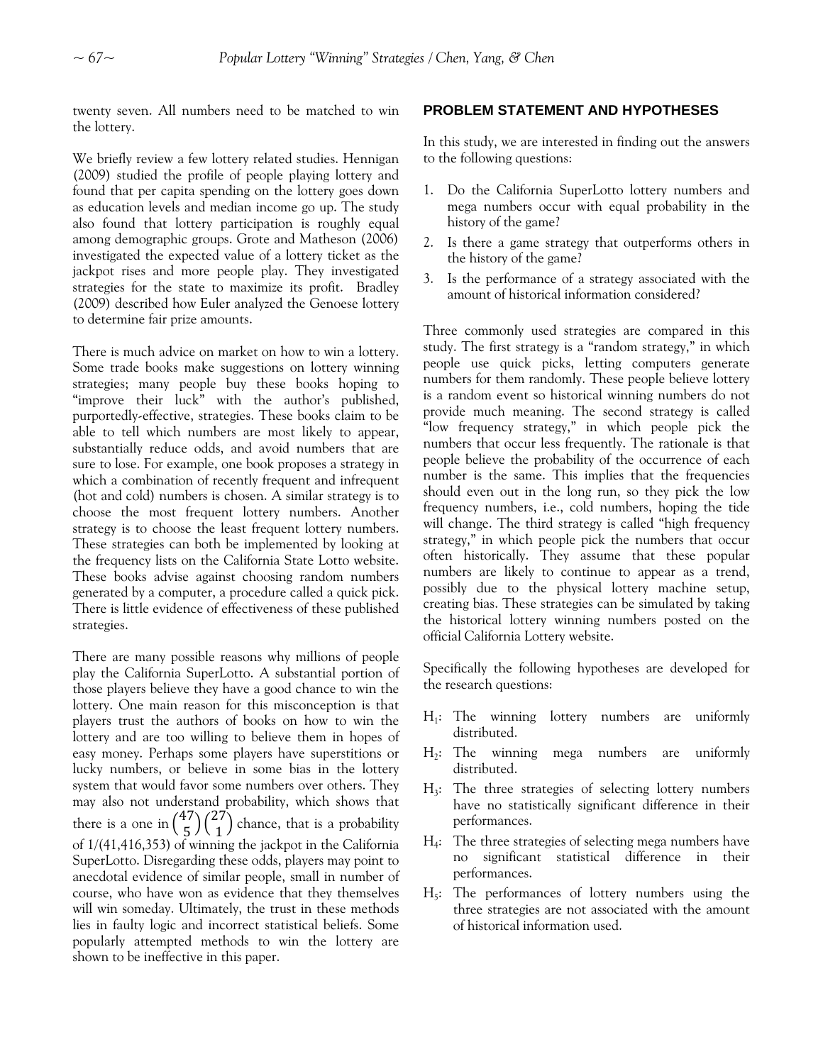twenty seven. All numbers need to be matched to win the lottery.

We briefly review a few lottery related studies. Hennigan (2009) studied the profile of people playing lottery and found that per capita spending on the lottery goes down as education levels and median income go up. The study also found that lottery participation is roughly equal among demographic groups. Grote and Matheson (2006) investigated the expected value of a lottery ticket as the jackpot rises and more people play. They investigated strategies for the state to maximize its profit. Bradley (2009) described how Euler analyzed the Genoese lottery to determine fair prize amounts.

There is much advice on market on how to win a lottery. Some trade books make suggestions on lottery winning strategies; many people buy these books hoping to "improve their luck" with the author's published, purportedly-effective, strategies. These books claim to be able to tell which numbers are most likely to appear, substantially reduce odds, and avoid numbers that are sure to lose. For example, one book proposes a strategy in which a combination of recently frequent and infrequent (hot and cold) numbers is chosen. A similar strategy is to choose the most frequent lottery numbers. Another strategy is to choose the least frequent lottery numbers. These strategies can both be implemented by looking at the frequency lists on the California State Lotto website. These books advise against choosing random numbers generated by a computer, a procedure called a quick pick. There is little evidence of effectiveness of these published strategies.

There are many possible reasons why millions of people play the California SuperLotto. A substantial portion of those players believe they have a good chance to win the lottery. One main reason for this misconception is that players trust the authors of books on how to win the lottery and are too willing to believe them in hopes of easy money. Perhaps some players have superstitions or lucky numbers, or believe in some bias in the lottery system that would favor some numbers over others. They may also not understand probability, which shows that there is a one in $\binom{47}{5}\binom{27}{1}$ chance, that is a probability of 1/(41,416,353) of winning the jackpot in the California SuperLotto. Disregarding these odds, players may point to anecdotal evidence of similar people, small in number of course, who have won as evidence that they themselves will win someday. Ultimately, the trust in these methods lies in faulty logic and incorrect statistical beliefs. Some popularly attempted methods to win the lottery are shown to be ineffective in this paper.

## PROBLEM STATEMENT AND HYPOTHESES

In this study, we are interested in finding out the answers to the following questions:

1. Do the California SuperLotto lottery numbers and mega numbers occur with equal probability in the history of the game?
2. Is there a game strategy that outperforms others in the history of the game?
3. Is the performance of a strategy associated with the amount of historical information considered?

Three commonly used strategies are compared in this study. The first strategy is a "random strategy," in which people use quick picks, letting computers generate numbers for them randomly. These people believe lottery is a random event so historical winning numbers do not provide much meaning. The second strategy is called "low frequency strategy," in which people pick the numbers that occur less frequently. The rationale is that people believe the probability of the occurrence of each number is the same. This implies that the frequencies should even out in the long run, so they pick the low frequency numbers, i.e., cold numbers, hoping the tide will change. The third strategy is called "high frequency strategy," in which people pick the numbers that occur often historically. They assume that these popular numbers are likely to continue to appear as a trend, possibly due to the physical lottery machine setup, creating bias. These strategies can be simulated by taking the historical lottery winning numbers posted on the official California Lottery website.

Specifically the following hypotheses are developed for the research questions:

- $H_1$: The winning lottery numbers are uniformly distributed.
- $H_2$: The winning mega numbers are uniformly distributed.
- $H_3$: The three strategies of selecting lottery numbers have no statistically significant difference in their performances.
- $H_4$: The three strategies of selecting mega numbers have no significant statistical difference in their performances.
- $H_5$: The performances of lottery numbers using the three strategies are not associated with the amount of historical information used.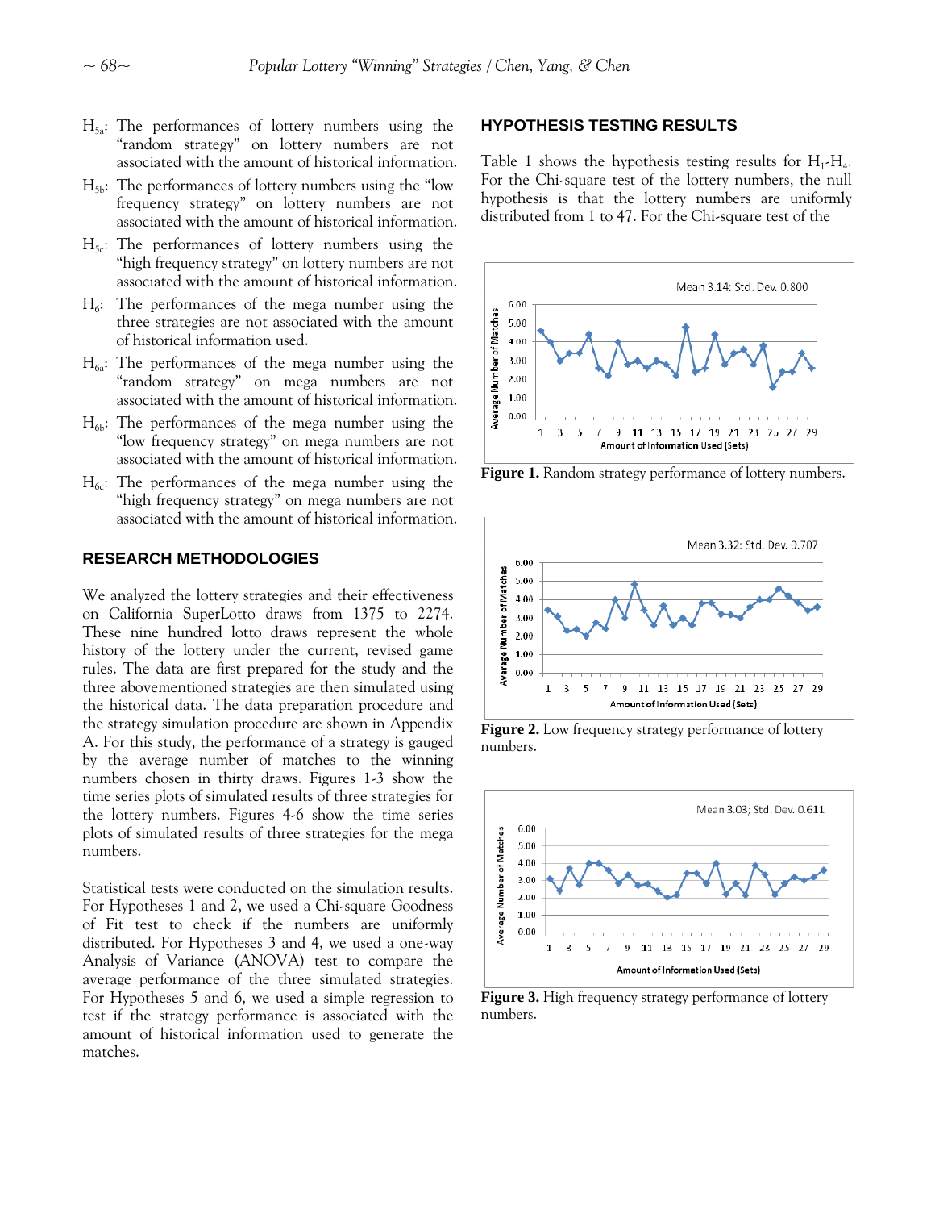$H_{5a}$: The performances of lottery numbers using the "random strategy" on lottery numbers are not associated with the amount of historical information.

$H_{5b}$: The performances of lottery numbers using the "low frequency strategy" on lottery numbers are not associated with the amount of historical information.

$H_{5c}$: The performances of lottery numbers using the "high frequency strategy" on lottery numbers are not associated with the amount of historical information.

$H_6$: The performances of the mega number using the three strategies are not associated with the amount of historical information used.

$H_{6a}$: The performances of the mega number using the "random strategy" on mega numbers are not associated with the amount of historical information.

$H_{6b}$: The performances of the mega number using the "low frequency strategy" on mega numbers are not associated with the amount of historical information.

$H_{6c}$: The performances of the mega number using the "high frequency strategy" on mega numbers are not associated with the amount of historical information.

## RESEARCH METHODOLOGIES

We analyzed the lottery strategies and their effectiveness on California SuperLotto draws from 1375 to 2274. These nine hundred lotto draws represent the whole history of the lottery under the current, revised game rules. The data are first prepared for the study and the three abovementioned strategies are then simulated using the historical data. The data preparation procedure and the strategy simulation procedure are shown in Appendix A. For this study, the performance of a strategy is gauged by the average number of matches to the winning numbers chosen in thirty draws. Figures 1-3 show the time series plots of simulated results of three strategies for the lottery numbers. Figures 4-6 show the time series plots of simulated results of three strategies for the mega numbers.

Statistical tests were conducted on the simulation results. For Hypotheses 1 and 2, we used a Chi-square Goodness of Fit test to check if the numbers are uniformly distributed. For Hypotheses 3 and 4, we used a one-way Analysis of Variance (ANOVA) test to compare the average performance of the three simulated strategies. For Hypotheses 5 and 6, we used a simple regression to test if the strategy performance is associated with the amount of historical information used to generate the matches.

## HYPOTHESIS TESTING RESULTS

Table 1 shows the hypothesis testing results for $H_1$-$H_4$. For the Chi-square test of the lottery numbers, the null hypothesis is that the lottery numbers are uniformly distributed from 1 to 47. For the Chi-square test of the

**Figure 1.** Random strategy performance of lottery numbers.

**Figure 2.** Low frequency strategy performance of lottery numbers.

**Figure 3.** High frequency strategy performance of lottery numbers.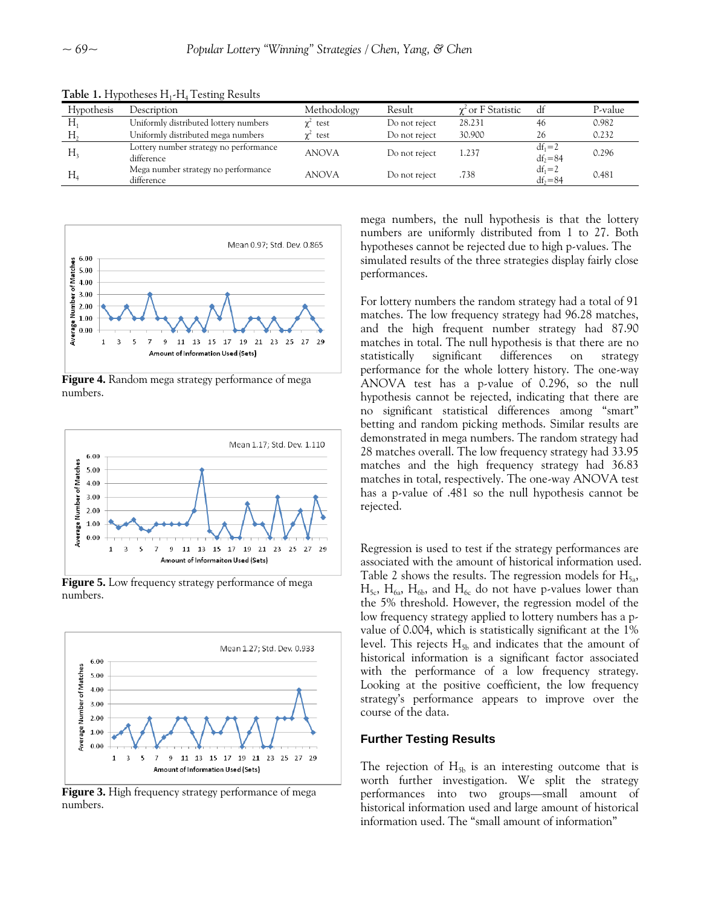**Table 1.** Hypotheses $H_1$-$H_4$ Testing Results

| Hypothesis | Description | Methodology | Result | $\chi^2$ or F Statistic | df | P-value |
|---|---|---|---|---|---|---|
| $H_1$ | Uniformly distributed lottery numbers | $\chi^2$ test | Do not reject | 28.231 | 46 | 0.982 |
| $H_2$ | Uniformly distributed mega numbers | $\chi^2$ test | Do not reject | 30.900 | 26 | 0.232 |
| $H_3$ | Lottery number strategy no performance difference | ANOVA | Do not reject | 1.237 | $df_1=2$ $df_2=84$ | 0.296 |
| $H_4$ | Mega number strategy no performance difference | ANOVA | Do not reject | .738 | $df_1=2$ $df_2=84$ | 0.481 |

**Figure 4.** Random mega strategy performance of mega numbers.

**Figure 5.** Low frequency strategy performance of mega numbers.

**Figure 3.** High frequency strategy performance of mega numbers.

mega numbers, the null hypothesis is that the lottery numbers are uniformly distributed from 1 to 27. Both hypotheses cannot be rejected due to high p-values. The simulated results of the three strategies display fairly close performances.

For lottery numbers the random strategy had a total of 91 matches. The low frequency strategy had 96.28 matches, and the high frequent number strategy had 87.90 matches in total. The null hypothesis is that there are no statistically significant differences on strategy performance for the whole lottery history. The one-way ANOVA test has a p-value of 0.296, so the null hypothesis cannot be rejected, indicating that there are no significant statistical differences among "smart" betting and random picking methods. Similar results are demonstrated in mega numbers. The random strategy had 28 matches overall. The low frequency strategy had 33.95 matches and the high frequency strategy had 36.83 matches in total, respectively. The one-way ANOVA test has a p-value of .481 so the null hypothesis cannot be rejected.

Regression is used to test if the strategy performances are associated with the amount of historical information used. Table 2 shows the results. The regression models for $H_{5a}$, $H_{5c}$, $H_{6a}$, $H_{6b}$, and $H_{6c}$ do not have p-values lower than the 5% threshold. However, the regression model of the low frequency strategy applied to lottery numbers has a p-value of 0.004, which is statistically significant at the 1% level. This rejects $H_{5b}$ and indicates that the amount of historical information is a significant factor associated with the performance of a low frequency strategy. Looking at the positive coefficient, the low frequency strategy's performance appears to improve over the course of the data.

## Further Testing Results

The rejection of $H_{5b}$ is an interesting outcome that is worth further investigation. We split the strategy performances into two groups—small amount of historical information used and large amount of historical information used. The "small amount of information"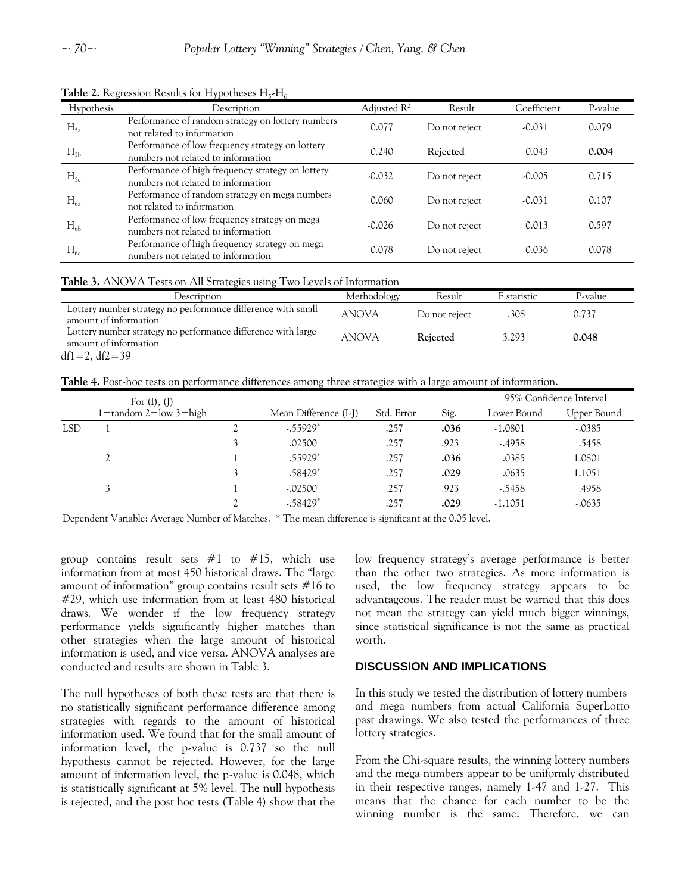**Table 2.** Regression Results for Hypotheses $H_5$-$H_6$

| Hypothesis | Description | Adjusted $R^2$ | Result | Coefficient | P-value |
|---|---|---|---|---|---|
| $H_{5a}$ | Performance of random strategy on lottery numbers not related to information | 0.077 | Do not reject | -0.031 | 0.079 |
| $H_{5b}$ | Performance of low frequency strategy on lottery numbers not related to information | 0.240 | **Rejected** | 0.043 | **0.004** |
| $H_{5c}$ | Performance of high frequency strategy on lottery numbers not related to information | -0.032 | Do not reject | -0.005 | 0.715 |
| $H_{6a}$ | Performance of random strategy on mega numbers not related to information | 0.060 | Do not reject | -0.031 | 0.107 |
| $H_{6b}$ | Performance of low frequency strategy on mega numbers not related to information | -0.026 | Do not reject | 0.013 | 0.597 |
| $H_{6c}$ | Performance of high frequency strategy on mega numbers not related to information | 0.078 | Do not reject | 0.036 | 0.078 |

**Table 3.** ANOVA Tests on All Strategies using Two Levels of Information

| Description | Methodology | Result | F statistic | P-value |
|---|---|---|---|---|
| Lottery number strategy no performance difference with small amount of information | ANOVA | Do not reject | .308 | 0.737 |
| Lottery number strategy no performance difference with large amount of information | ANOVA | **Rejected** | 3.293 | **0.048** |

df1=2, df2=39

**Table 4.** Post-hoc tests on performance differences among three strategies with a large amount of information.

| | For (I), (J) 1=random 2=low 3=high | | Mean Difference (I-J) | Std. Error | Sig. | 95% Confidence Interval | |
|---|---|---|---|---|---|---|---|
| | | | | | | Lower Bound | Upper Bound |
| LSD | 1 | 2 | -.55929* | .257 | **.036** | -1.0801 | -.0385 |
| | | 3 | .02500 | .257 | .923 | -.4958 | .5458 |
| | 2 | 1 | .55929* | .257 | **.036** | .0385 | 1.0801 |
| | | 3 | .58429* | .257 | **.029** | .0635 | 1.1051 |
| | 3 | 1 | -.02500 | .257 | .923 | -.5458 | .4958 |
| | | 2 | -.58429* | .257 | **.029** | -1.1051 | -.0635 |

Dependent Variable: Average Number of Matches. * The mean difference is significant at the 0.05 level.

group contains result sets #1 to #15, which use information from at most 450 historical draws. The "large amount of information" group contains result sets #16 to #29, which use information from at least 480 historical draws. We wonder if the low frequency strategy performance yields significantly higher matches than other strategies when the large amount of historical information is used, and vice versa. ANOVA analyses are conducted and results are shown in Table 3.

The null hypotheses of both these tests are that there is no statistically significant performance difference among strategies with regards to the amount of historical information used. We found that for the small amount of information level, the p-value is 0.737 so the null hypothesis cannot be rejected. However, for the large amount of information level, the p-value is 0.048, which is statistically significant at 5% level. The null hypothesis is rejected, and the post hoc tests (Table 4) show that the low frequency strategy's average performance is better than the other two strategies. As more information is used, the low frequency strategy appears to be advantageous. The reader must be warned that this does not mean the strategy can yield much bigger winnings, since statistical significance is not the same as practical worth.

## DISCUSSION AND IMPLICATIONS

In this study we tested the distribution of lottery numbers and mega numbers from actual California SuperLotto past drawings. We also tested the performances of three lottery strategies.

From the Chi-square results, the winning lottery numbers and the mega numbers appear to be uniformly distributed in their respective ranges, namely 1-47 and 1-27. This means that the chance for each number to be the winning number is the same. Therefore, we can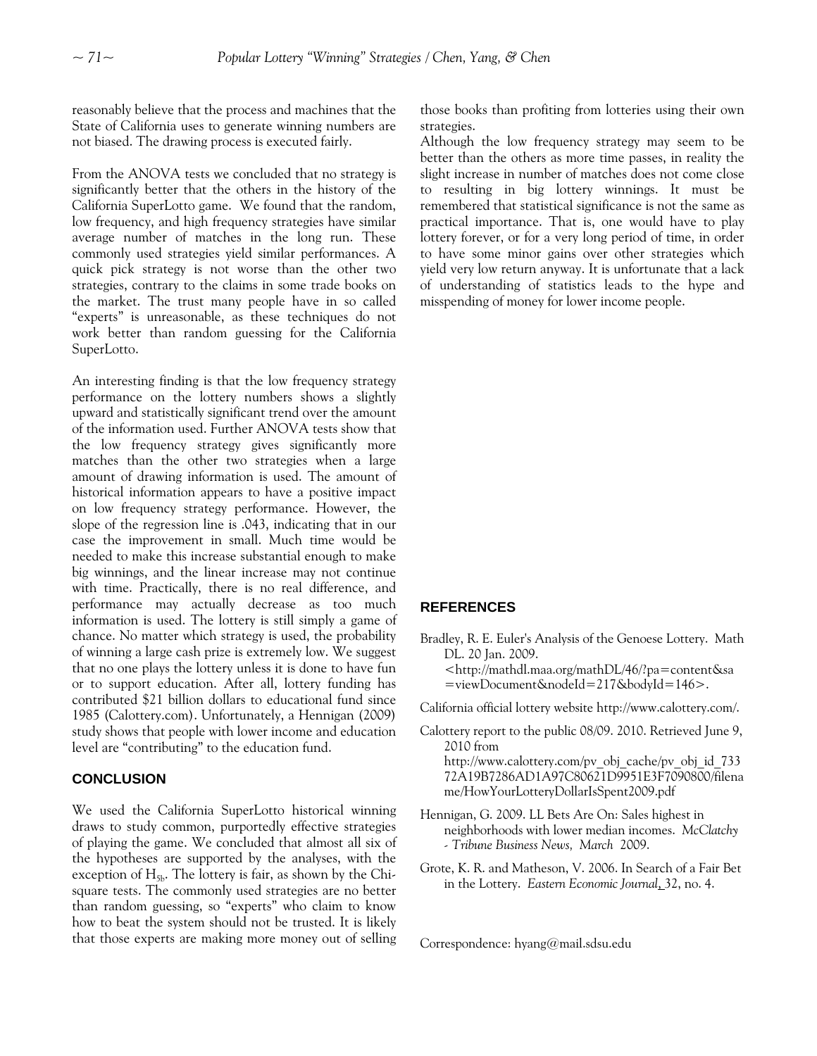reasonably believe that the process and machines that the State of California uses to generate winning numbers are not biased. The drawing process is executed fairly.

From the ANOVA tests we concluded that no strategy is significantly better that the others in the history of the California SuperLotto game. We found that the random, low frequency, and high frequency strategies have similar average number of matches in the long run. These commonly used strategies yield similar performances. A quick pick strategy is not worse than the other two strategies, contrary to the claims in some trade books on the market. The trust many people have in so called "experts" is unreasonable, as these techniques do not work better than random guessing for the California SuperLotto.

An interesting finding is that the low frequency strategy performance on the lottery numbers shows a slightly upward and statistically significant trend over the amount of the information used. Further ANOVA tests show that the low frequency strategy gives significantly more matches than the other two strategies when a large amount of drawing information is used. The amount of historical information appears to have a positive impact on low frequency strategy performance. However, the slope of the regression line is .043, indicating that in our case the improvement in small. Much time would be needed to make this increase substantial enough to make big winnings, and the linear increase may not continue with time. Practically, there is no real difference, and performance may actually decrease as too much information is used. The lottery is still simply a game of chance. No matter which strategy is used, the probability of winning a large cash prize is extremely low. We suggest that no one plays the lottery unless it is done to have fun or to support education. After all, lottery funding has contributed $21 billion dollars to educational fund since 1985 (Calottery.com). Unfortunately, a Hennigan (2009) study shows that people with lower income and education level are "contributing" to the education fund.

## CONCLUSION

We used the California SuperLotto historical winning draws to study common, purportedly effective strategies of playing the game. We concluded that almost all six of the hypotheses are supported by the analyses, with the exception of $H_{5b}$. The lottery is fair, as shown by the Chi-square tests. The commonly used strategies are no better than random guessing, so "experts" who claim to know how to beat the system should not be trusted. It is likely that those experts are making more money out of selling those books than profiting from lotteries using their own strategies.

Although the low frequency strategy may seem to be better than the others as more time passes, in reality the slight increase in number of matches does not come close to resulting in big lottery winnings. It must be remembered that statistical significance is not the same as practical importance. That is, one would have to play lottery forever, or for a very long period of time, in order to have some minor gains over other strategies which yield very low return anyway. It is unfortunate that a lack of understanding of statistics leads to the hype and misspending of money for lower income people.

## REFERENCES

Bradley, R. E. Euler's Analysis of the Genoese Lottery. Math DL. 20 Jan. 2009. <http://mathdl.maa.org/mathDL/46/?pa=content&sa=viewDocument&nodeId=217&bodyId=146>.

California official lottery website http://www.calottery.com/.

Calottery report to the public 08/09. 2010. Retrieved June 9, 2010 from http://www.calottery.com/pv_obj_cache/pv_obj_id_73372A19B7286AD1A97C80621D9951E3F7090800/filename/HowYourLotteryDollarIsSpent2009.pdf

Hennigan, G. 2009. LL Bets Are On: Sales highest in neighborhoods with lower median incomes. *McClatchy - Tribune Business News, March* 2009.

Grote, K. R. and Matheson, V. 2006. In Search of a Fair Bet in the Lottery. *Eastern Economic Journal*, 32, no. 4.

Correspondence: hyang@mail.sdsu.edu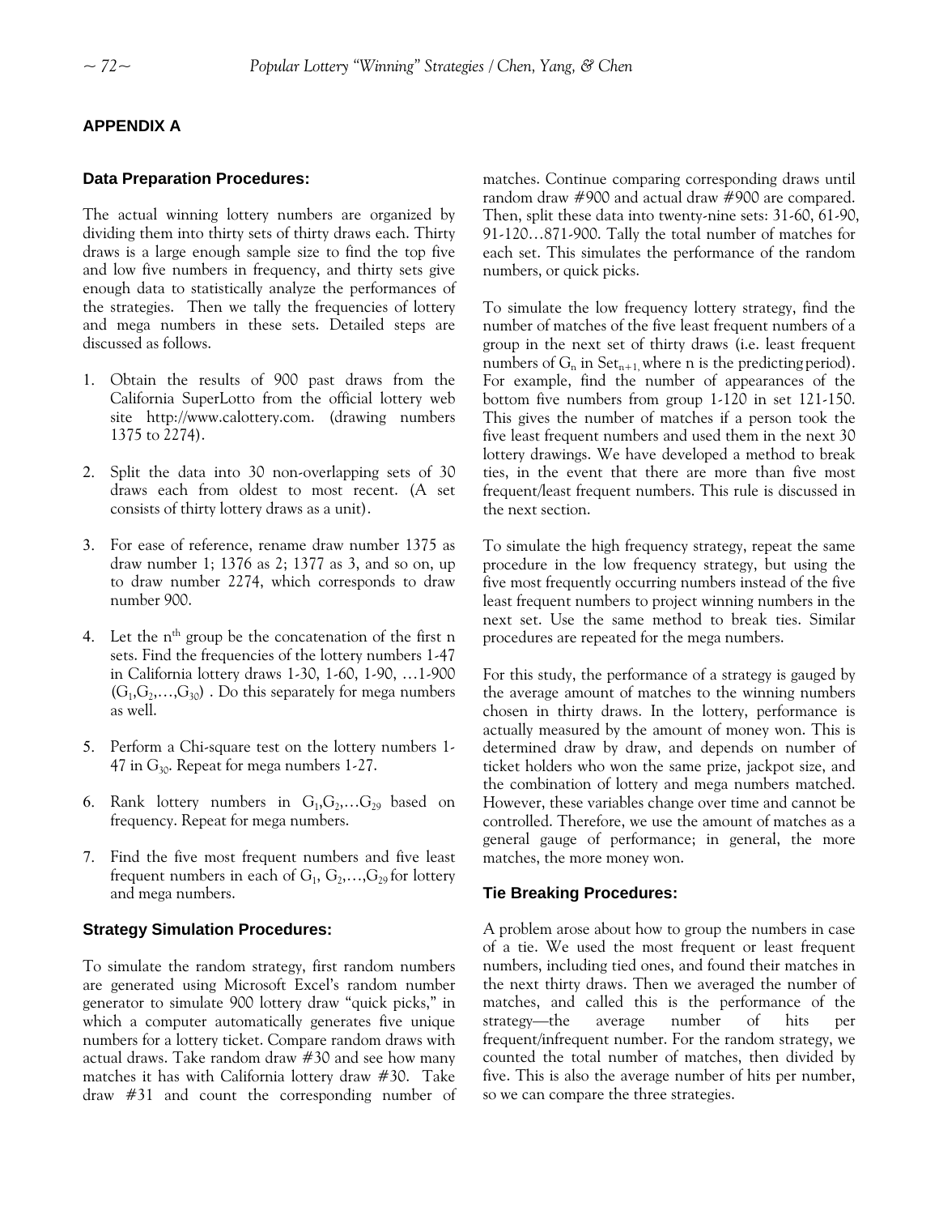## APPENDIX A

### Data Preparation Procedures:

The actual winning lottery numbers are organized by dividing them into thirty sets of thirty draws each. Thirty draws is a large enough sample size to find the top five and low five numbers in frequency, and thirty sets give enough data to statistically analyze the performances of the strategies. Then we tally the frequencies of lottery and mega numbers in these sets. Detailed steps are discussed as follows.

1. Obtain the results of 900 past draws from the California SuperLotto from the official lottery web site http://www.calottery.com. (drawing numbers 1375 to 2274).

2. Split the data into 30 non-overlapping sets of 30 draws each from oldest to most recent. (A set consists of thirty lottery draws as a unit).

3. For ease of reference, rename draw number 1375 as draw number 1; 1376 as 2; 1377 as 3, and so on, up to draw number 2274, which corresponds to draw number 900.

4. Let the $n^{th}$ group be the concatenation of the first n sets. Find the frequencies of the lottery numbers 1-47 in California lottery draws 1-30, 1-60, 1-90, …1-900 ($G_1, G_2, \ldots, G_{30}$) . Do this separately for mega numbers as well.

5. Perform a Chi-square test on the lottery numbers 1-47 in $G_{30}$. Repeat for mega numbers 1-27.

6. Rank lottery numbers in $G_1, G_2, \ldots G_{29}$ based on frequency. Repeat for mega numbers.

7. Find the five most frequent numbers and five least frequent numbers in each of $G_1, G_2, \ldots, G_{29}$ for lottery and mega numbers.

### Strategy Simulation Procedures:

To simulate the random strategy, first random numbers are generated using Microsoft Excel's random number generator to simulate 900 lottery draw "quick picks," in which a computer automatically generates five unique numbers for a lottery ticket. Compare random draws with actual draws. Take random draw #30 and see how many matches it has with California lottery draw #30. Take draw #31 and count the corresponding number of matches. Continue comparing corresponding draws until random draw #900 and actual draw #900 are compared. Then, split these data into twenty-nine sets: 31-60, 61-90, 91-120…871-900. Tally the total number of matches for each set. This simulates the performance of the random numbers, or quick picks.

To simulate the low frequency lottery strategy, find the number of matches of the five least frequent numbers of a group in the next set of thirty draws (i.e. least frequent numbers of $G_n$ in $Set_{n+1,}$ where n is the predicting period). For example, find the number of appearances of the bottom five numbers from group 1-120 in set 121-150. This gives the number of matches if a person took the five least frequent numbers and used them in the next 30 lottery drawings. We have developed a method to break ties, in the event that there are more than five most frequent/least frequent numbers. This rule is discussed in the next section.

To simulate the high frequency strategy, repeat the same procedure in the low frequency strategy, but using the five most frequently occurring numbers instead of the five least frequent numbers to project winning numbers in the next set. Use the same method to break ties. Similar procedures are repeated for the mega numbers.

For this study, the performance of a strategy is gauged by the average amount of matches to the winning numbers chosen in thirty draws. In the lottery, performance is actually measured by the amount of money won. This is determined draw by draw, and depends on number of ticket holders who won the same prize, jackpot size, and the combination of lottery and mega numbers matched. However, these variables change over time and cannot be controlled. Therefore, we use the amount of matches as a general gauge of performance; in general, the more matches, the more money won.

### Tie Breaking Procedures:

A problem arose about how to group the numbers in case of a tie. We used the most frequent or least frequent numbers, including tied ones, and found their matches in the next thirty draws. Then we averaged the number of matches, and called this is the performance of the strategy—the average number of hits per frequent/infrequent number. For the random strategy, we counted the total number of matches, then divided by five. This is also the average number of hits per number, so we can compare the three strategies.